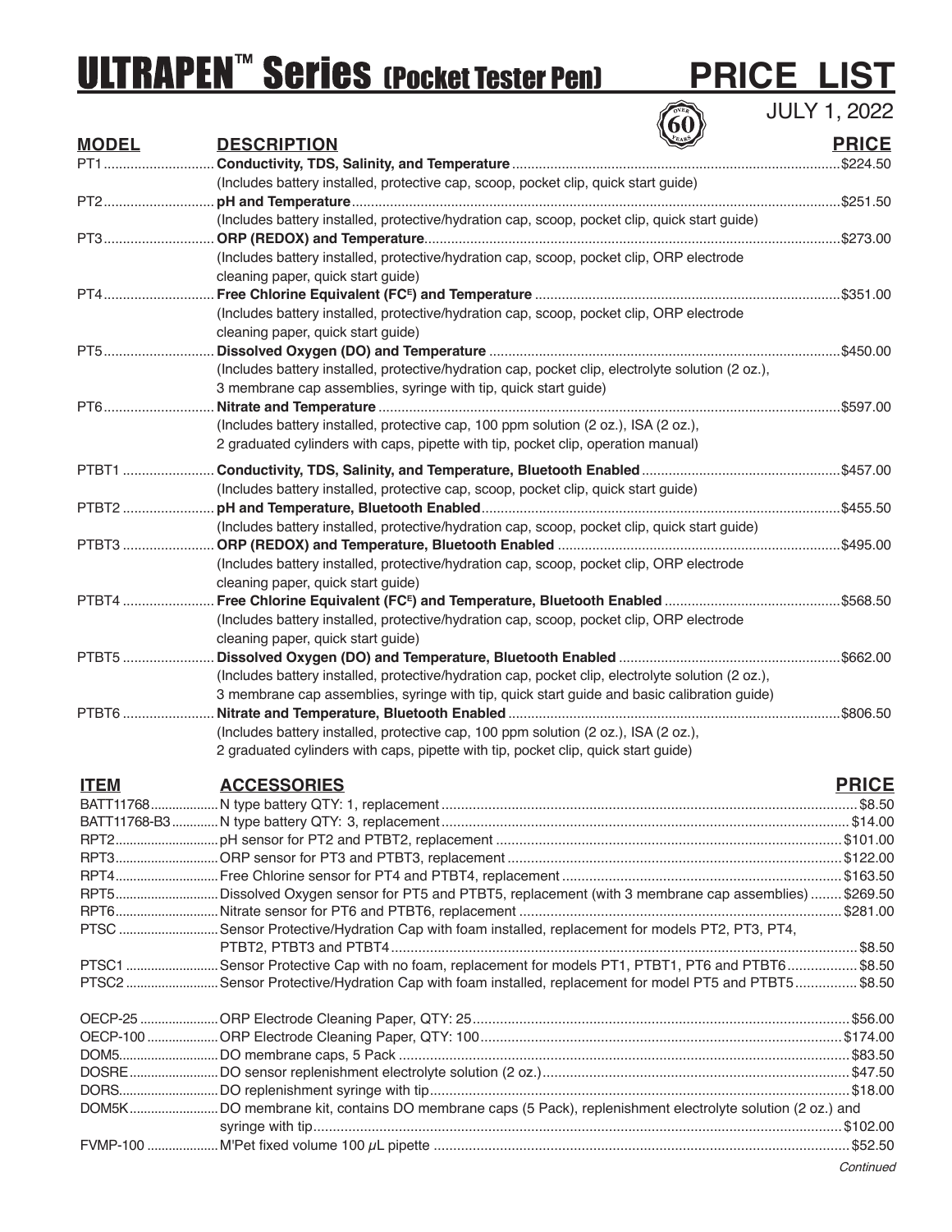# ULTRAPEN™ Series (Pocket Tester Pen) PRICE LIST

JULY 1, 2022

| MODEL | DESCRIPTION | PRICE |
|---|---|---|
| PT1 | **Conductivity, TDS, Salinity, and Temperature** (Includes battery installed, protective cap, scoop, pocket clip, quick start guide) | $224.50 |
| PT2 | **pH and Temperature** (Includes battery installed, protective/hydration cap, scoop, pocket clip, quick start guide) | $251.50 |
| PT3 | **ORP (REDOX) and Temperature** (Includes battery installed, protective/hydration cap, scoop, pocket clip, ORP electrode cleaning paper, quick start guide) | $273.00 |
| PT4 | **Free Chlorine Equivalent (FC[E]) and Temperature** (Includes battery installed, protective/hydration cap, scoop, pocket clip, ORP electrode cleaning paper, quick start guide) | $351.00 |
| PT5 | **Dissolved Oxygen (DO) and Temperature** (Includes battery installed, protective/hydration cap, pocket clip, electrolyte solution (2 oz.), 3 membrane cap assemblies, syringe with tip, quick start guide) | $450.00 |
| PT6 | **Nitrate and Temperature** (Includes battery installed, protective cap, 100 ppm solution (2 oz.), ISA (2 oz.), 2 graduated cylinders with caps, pipette with tip, pocket clip, operation manual) | $597.00 |
| PTBT1 | **Conductivity, TDS, Salinity, and Temperature, Bluetooth Enabled** (Includes battery installed, protective cap, scoop, pocket clip, quick start guide) | $457.00 |
| PTBT2 | **pH and Temperature, Bluetooth Enabled** (Includes battery installed, protective/hydration cap, scoop, pocket clip, quick start guide) | $455.50 |
| PTBT3 | **ORP (REDOX) and Temperature, Bluetooth Enabled** (Includes battery installed, protective/hydration cap, scoop, pocket clip, ORP electrode cleaning paper, quick start guide) | $495.00 |
| PTBT4 | **Free Chlorine Equivalent (FC[E]) and Temperature, Bluetooth Enabled** (Includes battery installed, protective/hydration cap, scoop, pocket clip, ORP electrode cleaning paper, quick start guide) | $568.50 |
| PTBT5 | **Dissolved Oxygen (DO) and Temperature, Bluetooth Enabled** (Includes battery installed, protective/hydration cap, pocket clip, electrolyte solution (2 oz.), 3 membrane cap assemblies, syringe with tip, quick start guide and basic calibration guide) | $662.00 |
| PTBT6 | **Nitrate and Temperature, Bluetooth Enabled** (Includes battery installed, protective cap, 100 ppm solution (2 oz.), ISA (2 oz.), 2 graduated cylinders with caps, pipette with tip, pocket clip, quick start guide) | $806.50 |

| ITEM | ACCESSORIES | PRICE |
|---|---|---|
| BATT11768 | N type battery QTY: 1, replacement | $8.50 |
| BATT11768-B3 | N type battery QTY: 3, replacement | $14.00 |
| RPT2 | pH sensor for PT2 and PTBT2, replacement | $101.00 |
| RPT3 | ORP sensor for PT3 and PTBT3, replacement | $122.00 |
| RPT4 | Free Chlorine sensor for PT4 and PTBT4, replacement | $163.50 |
| RPT5 | Dissolved Oxygen sensor for PT5 and PTBT5, replacement (with 3 membrane cap assemblies) | $269.50 |
| RPT6 | Nitrate sensor for PT6 and PTBT6, replacement | $281.00 |
| PTSC | Sensor Protective/Hydration Cap with foam installed, replacement for models PT2, PT3, PT4, PTBT2, PTBT3 and PTBT4 | $8.50 |
| PTSC1 | Sensor Protective Cap with no foam, replacement for models PT1, PTBT1, PT6 and PTBT6 | $8.50 |
| PTSC2 | Sensor Protective/Hydration Cap with foam installed, replacement for model PT5 and PTBT5 | $8.50 |
| OECP-25 | ORP Electrode Cleaning Paper, QTY: 25 | $56.00 |
| OECP-100 | ORP Electrode Cleaning Paper, QTY: 100 | $174.00 |
| DOM5 | DO membrane caps, 5 Pack | $83.50 |
| DOSRE | DO sensor replenishment electrolyte solution (2 oz.) | $47.50 |
| DORS | DO replenishment syringe with tip | $18.00 |
| DOM5K | DO membrane kit, contains DO membrane caps (5 Pack), replenishment electrolyte solution (2 oz.) and syringe with tip | $102.00 |
| FVMP-100 | M'Pet fixed volume 100 $\mu$L pipette | $52.50 |

*Continued*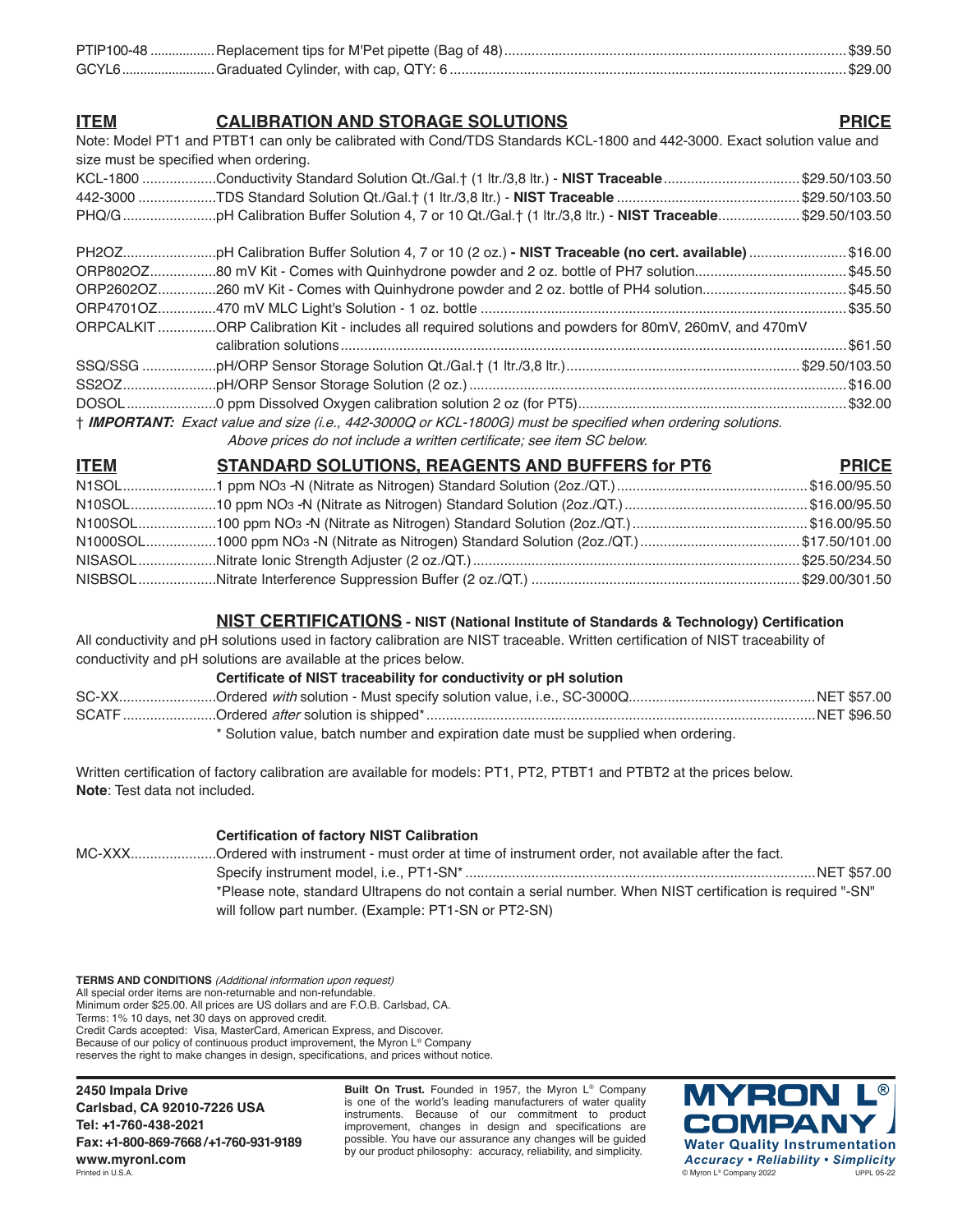| | | |
|---|---|---|
| PTIP100-48 | Replacement tips for M'Pet pipette (Bag of 48) | $39.50 |
| GCYL6 | Graduated Cylinder, with cap, QTY: 6 | $29.00 |

| ITEM | CALIBRATION AND STORAGE SOLUTIONS | PRICE |
|---|---|---|
| | Note: Model PT1 and PTBT1 can only be calibrated with Cond/TDS Standards KCL-1800 and 442-3000. Exact solution value and size must be specified when ordering. | |
| KCL-1800 | Conductivity Standard Solution Qt./Gal.† (1 ltr./3,8 ltr.) - **NIST Traceable** | $29.50/103.50 |
| 442-3000 | TDS Standard Solution Qt./Gal.† (1 ltr./3,8 ltr.) - **NIST Traceable** | $29.50/103.50 |
| PHQ/G | pH Calibration Buffer Solution 4, 7 or 10 Qt./Gal.† (1 ltr./3,8 ltr.) - **NIST Traceable** | $29.50/103.50 |
| PH2OZ | pH Calibration Buffer Solution 4, 7 or 10 (2 oz.) **- NIST Traceable (no cert. available)** | $16.00 |
| ORP802OZ | 80 mV Kit - Comes with Quinhydrone powder and 2 oz. bottle of PH7 solution | $45.50 |
| ORP2602OZ | 260 mV Kit - Comes with Quinhydrone powder and 2 oz. bottle of PH4 solution | $45.50 |
| ORP4701OZ | 470 mV MLC Light's Solution - 1 oz. bottle | $35.50 |
| ORPCALKIT | ORP Calibration Kit - includes all required solutions and powders for 80mV, 260mV, and 470mV calibration solutions | $61.50 |
| SSQ/SSG | pH/ORP Sensor Storage Solution Qt./Gal.† (1 ltr./3,8 ltr.) | $29.50/103.50 |
| SS2OZ | pH/ORP Sensor Storage Solution (2 oz.) | $16.00 |
| DOSOL | 0 ppm Dissolved Oxygen calibration solution 2 oz (for PT5) | $32.00 |

† ***IMPORTANT:*** *Exact value and size (i.e., 442-3000Q or KCL-1800G) must be specified when ordering solutions.*
*Above prices do not include a written certificate; see item SC below.*

| ITEM | STANDARD SOLUTIONS, REAGENTS AND BUFFERS for PT6 | PRICE |
|---|---|---|
| N1SOL | 1 ppm $NO_3$ -N (Nitrate as Nitrogen) Standard Solution (2oz./QT.) | $16.00/95.50 |
| N10SOL | 10 ppm $NO_3$ -N (Nitrate as Nitrogen) Standard Solution (2oz./QT.) | $16.00/95.50 |
| N100SOL | 100 ppm $NO_3$ -N (Nitrate as Nitrogen) Standard Solution (2oz./QT.) | $16.00/95.50 |
| N1000SOL | 1000 ppm $NO_3$ -N (Nitrate as Nitrogen) Standard Solution (2oz./QT.) | $17.50/101.00 |
| NISASOL | Nitrate Ionic Strength Adjuster (2 oz./QT.) | $25.50/234.50 |
| NISBSOL | Nitrate Interference Suppression Buffer (2 oz./QT.) | $29.00/301.50 |

## NIST CERTIFICATIONS - NIST (National Institute of Standards & Technology) Certification

All conductivity and pH solutions used in factory calibration are NIST traceable. Written certification of NIST traceability of conductivity and pH solutions are available at the prices below.

**Certificate of NIST traceability for conductivity or pH solution**

| | | |
|---|---|---|
| SC-XX | Ordered *with* solution - Must specify solution value, i.e., SC-3000Q | NET $57.00 |
| SCATF | Ordered *after* solution is shipped* | NET $96.50 |

\* Solution value, batch number and expiration date must be supplied when ordering.

Written certification of factory calibration are available for models: PT1, PT2, PTBT1 and PTBT2 at the prices below.
**Note**: Test data not included.

**Certification of factory NIST Calibration**

| | | |
|---|---|---|
| MC-XXX | Ordered with instrument - must order at time of instrument order, not available after the fact. Specify instrument model, i.e., PT1-SN* | NET $57.00 |

\*Please note, standard Ultrapens do not contain a serial number. When NIST certification is required "-SN" will follow part number. (Example: PT1-SN or PT2-SN)

**TERMS AND CONDITIONS** *(Additional information upon request)*
All special order items are non-returnable and non-refundable.
Minimum order $25.00. All prices are US dollars and are F.O.B. Carlsbad, CA.
Terms: 1% 10 days, net 30 days on approved credit.
Credit Cards accepted: Visa, MasterCard, American Express, and Discover.
Because of our policy of continuous product improvement, the Myron L® Company reserves the right to make changes in design, specifications, and prices without notice.

**2450 Impala Drive**
**Carlsbad, CA 92010-7226 USA**
**Tel: +1-760-438-2021**
**Fax: +1-800-869-7668 / +1-760-931-9189**
**www.myronl.com**
Printed in U.S.A.

**Built On Trust.** Founded in 1957, the Myron L® Company is one of the world's leading manufacturers of water quality instruments. Because of our commitment to product improvement, changes in design and specifications are possible. You have our assurance any changes will be guided by our product philosophy: accuracy, reliability, and simplicity.

**MYRON L® COMPANY**
**Water Quality Instrumentation**
***Accuracy • Reliability • Simplicity***
© Myron L® Company 2022 UPPL 05-22